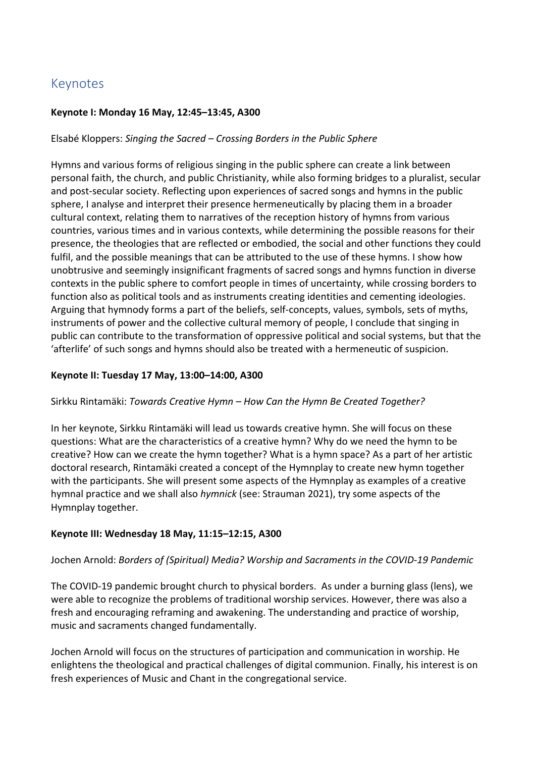# Keynotes

**Keynote I: Monday 16 May, 12:45–13:45, A300**

Elsabé Kloppers: *Singing the Sacred – Crossing Borders in the Public Sphere*

Hymns and various forms of religious singing in the public sphere can create a link between personal faith, the church, and public Christianity, while also forming bridges to a pluralist, secular and post-secular society. Reflecting upon experiences of sacred songs and hymns in the public sphere, I analyse and interpret their presence hermeneutically by placing them in a broader cultural context, relating them to narratives of the reception history of hymns from various countries, various times and in various contexts, while determining the possible reasons for their presence, the theologies that are reflected or embodied, the social and other functions they could fulfil, and the possible meanings that can be attributed to the use of these hymns. I show how unobtrusive and seemingly insignificant fragments of sacred songs and hymns function in diverse contexts in the public sphere to comfort people in times of uncertainty, while crossing borders to function also as political tools and as instruments creating identities and cementing ideologies. Arguing that hymnody forms a part of the beliefs, self-concepts, values, symbols, sets of myths, instruments of power and the collective cultural memory of people, I conclude that singing in public can contribute to the transformation of oppressive political and social systems, but that the 'afterlife' of such songs and hymns should also be treated with a hermeneutic of suspicion.

**Keynote II: Tuesday 17 May, 13:00–14:00, A300**

Sirkku Rintamäki: *Towards Creative Hymn – How Can the Hymn Be Created Together?*

In her keynote, Sirkku Rintamäki will lead us towards creative hymn. She will focus on these questions: What are the characteristics of a creative hymn? Why do we need the hymn to be creative? How can we create the hymn together? What is a hymn space? As a part of her artistic doctoral research, Rintamäki created a concept of the Hymnplay to create new hymn together with the participants. She will present some aspects of the Hymnplay as examples of a creative hymnal practice and we shall also *hymnick* (see: Strauman 2021), try some aspects of the Hymnplay together.

**Keynote III: Wednesday 18 May, 11:15–12:15, A300**

Jochen Arnold: *Borders of (Spiritual) Media? Worship and Sacraments in the COVID-19 Pandemic*

The COVID-19 pandemic brought church to physical borders. As under a burning glass (lens), we were able to recognize the problems of traditional worship services. However, there was also a fresh and encouraging reframing and awakening. The understanding and practice of worship, music and sacraments changed fundamentally.

Jochen Arnold will focus on the structures of participation and communication in worship. He enlightens the theological and practical challenges of digital communion. Finally, his interest is on fresh experiences of Music and Chant in the congregational service.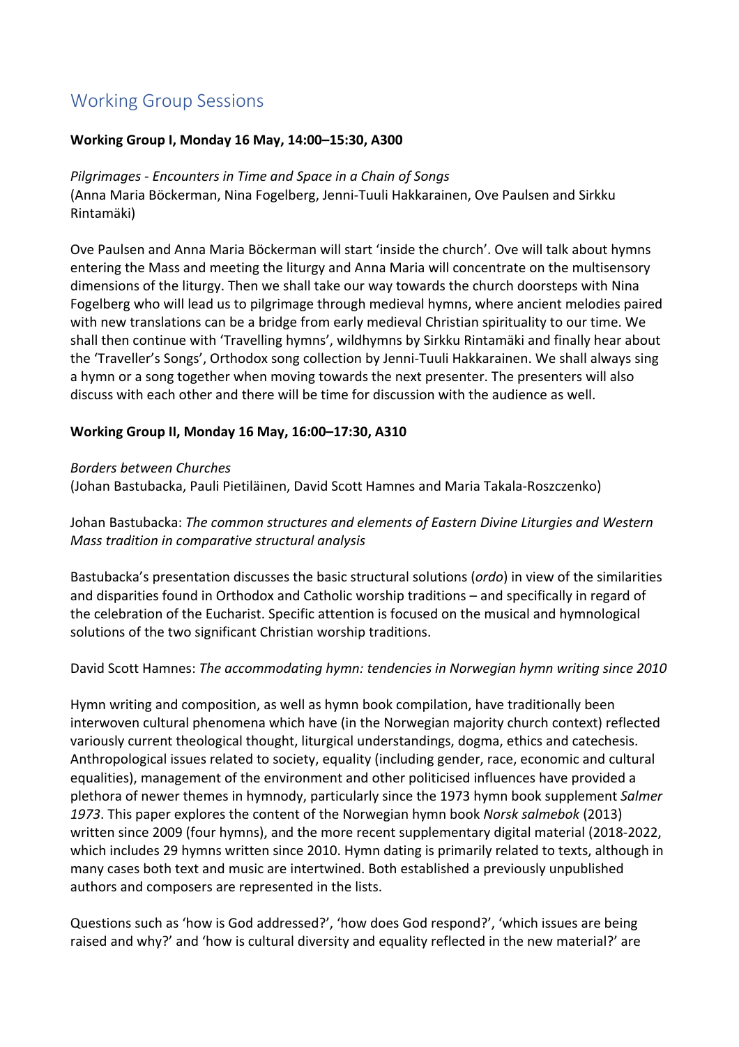## Working Group Sessions

**Working Group I, Monday 16 May, 14:00–15:30, A300**

*Pilgrimages - Encounters in Time and Space in a Chain of Songs*
(Anna Maria Böckerman, Nina Fogelberg, Jenni-Tuuli Hakkarainen, Ove Paulsen and Sirkku Rintamäki)

Ove Paulsen and Anna Maria Böckerman will start 'inside the church'. Ove will talk about hymns entering the Mass and meeting the liturgy and Anna Maria will concentrate on the multisensory dimensions of the liturgy. Then we shall take our way towards the church doorsteps with Nina Fogelberg who will lead us to pilgrimage through medieval hymns, where ancient melodies paired with new translations can be a bridge from early medieval Christian spirituality to our time. We shall then continue with 'Travelling hymns', wildhymns by Sirkku Rintamäki and finally hear about the 'Traveller's Songs', Orthodox song collection by Jenni-Tuuli Hakkarainen. We shall always sing a hymn or a song together when moving towards the next presenter. The presenters will also discuss with each other and there will be time for discussion with the audience as well.

**Working Group II, Monday 16 May, 16:00–17:30, A310**

*Borders between Churches*
(Johan Bastubacka, Pauli Pietiläinen, David Scott Hamnes and Maria Takala-Roszczenko)

Johan Bastubacka: *The common structures and elements of Eastern Divine Liturgies and Western Mass tradition in comparative structural analysis*

Bastubacka's presentation discusses the basic structural solutions (*ordo*) in view of the similarities and disparities found in Orthodox and Catholic worship traditions – and specifically in regard of the celebration of the Eucharist. Specific attention is focused on the musical and hymnological solutions of the two significant Christian worship traditions.

David Scott Hamnes: *The accommodating hymn: tendencies in Norwegian hymn writing since 2010*

Hymn writing and composition, as well as hymn book compilation, have traditionally been interwoven cultural phenomena which have (in the Norwegian majority church context) reflected variously current theological thought, liturgical understandings, dogma, ethics and catechesis. Anthropological issues related to society, equality (including gender, race, economic and cultural equalities), management of the environment and other politicised influences have provided a plethora of newer themes in hymnody, particularly since the 1973 hymn book supplement *Salmer 1973*. This paper explores the content of the Norwegian hymn book *Norsk salmebok* (2013) written since 2009 (four hymns), and the more recent supplementary digital material (2018-2022, which includes 29 hymns written since 2010. Hymn dating is primarily related to texts, although in many cases both text and music are intertwined. Both established a previously unpublished authors and composers are represented in the lists.

Questions such as 'how is God addressed?', 'how does God respond?', 'which issues are being raised and why?' and 'how is cultural diversity and equality reflected in the new material?' are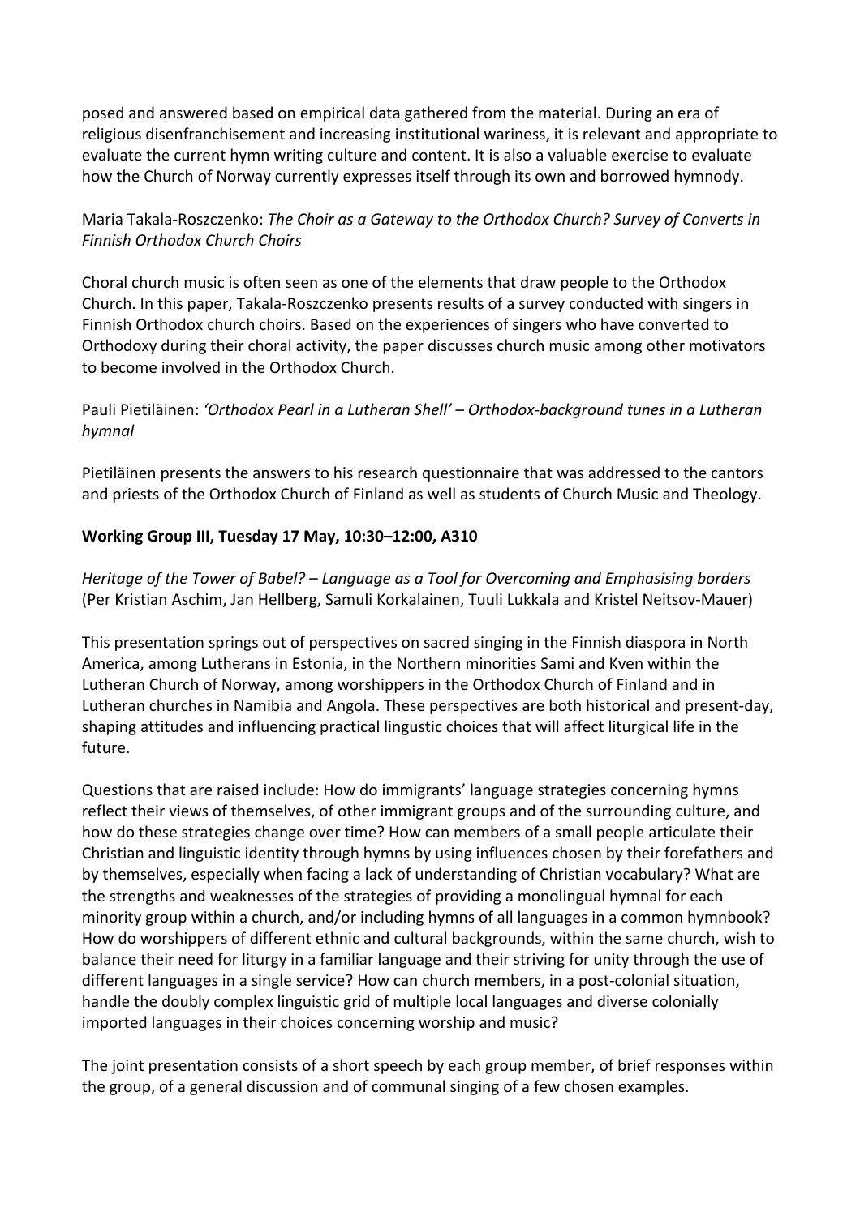posed and answered based on empirical data gathered from the material. During an era of religious disenfranchisement and increasing institutional wariness, it is relevant and appropriate to evaluate the current hymn writing culture and content. It is also a valuable exercise to evaluate how the Church of Norway currently expresses itself through its own and borrowed hymnody.

Maria Takala-Roszczenko: *The Choir as a Gateway to the Orthodox Church? Survey of Converts in Finnish Orthodox Church Choirs*

Choral church music is often seen as one of the elements that draw people to the Orthodox Church. In this paper, Takala-Roszczenko presents results of a survey conducted with singers in Finnish Orthodox church choirs. Based on the experiences of singers who have converted to Orthodoxy during their choral activity, the paper discusses church music among other motivators to become involved in the Orthodox Church.

Pauli Pietiläinen: *'Orthodox Pearl in a Lutheran Shell' – Orthodox-background tunes in a Lutheran hymnal*

Pietiläinen presents the answers to his research questionnaire that was addressed to the cantors and priests of the Orthodox Church of Finland as well as students of Church Music and Theology.

**Working Group III, Tuesday 17 May, 10:30–12:00, A310**

*Heritage of the Tower of Babel? – Language as a Tool for Overcoming and Emphasising borders* (Per Kristian Aschim, Jan Hellberg, Samuli Korkalainen, Tuuli Lukkala and Kristel Neitsov-Mauer)

This presentation springs out of perspectives on sacred singing in the Finnish diaspora in North America, among Lutherans in Estonia, in the Northern minorities Sami and Kven within the Lutheran Church of Norway, among worshippers in the Orthodox Church of Finland and in Lutheran churches in Namibia and Angola. These perspectives are both historical and present-day, shaping attitudes and influencing practical lingustic choices that will affect liturgical life in the future.

Questions that are raised include: How do immigrants' language strategies concerning hymns reflect their views of themselves, of other immigrant groups and of the surrounding culture, and how do these strategies change over time? How can members of a small people articulate their Christian and linguistic identity through hymns by using influences chosen by their forefathers and by themselves, especially when facing a lack of understanding of Christian vocabulary? What are the strengths and weaknesses of the strategies of providing a monolingual hymnal for each minority group within a church, and/or including hymns of all languages in a common hymnbook? How do worshippers of different ethnic and cultural backgrounds, within the same church, wish to balance their need for liturgy in a familiar language and their striving for unity through the use of different languages in a single service? How can church members, in a post-colonial situation, handle the doubly complex linguistic grid of multiple local languages and diverse colonially imported languages in their choices concerning worship and music?

The joint presentation consists of a short speech by each group member, of brief responses within the group, of a general discussion and of communal singing of a few chosen examples.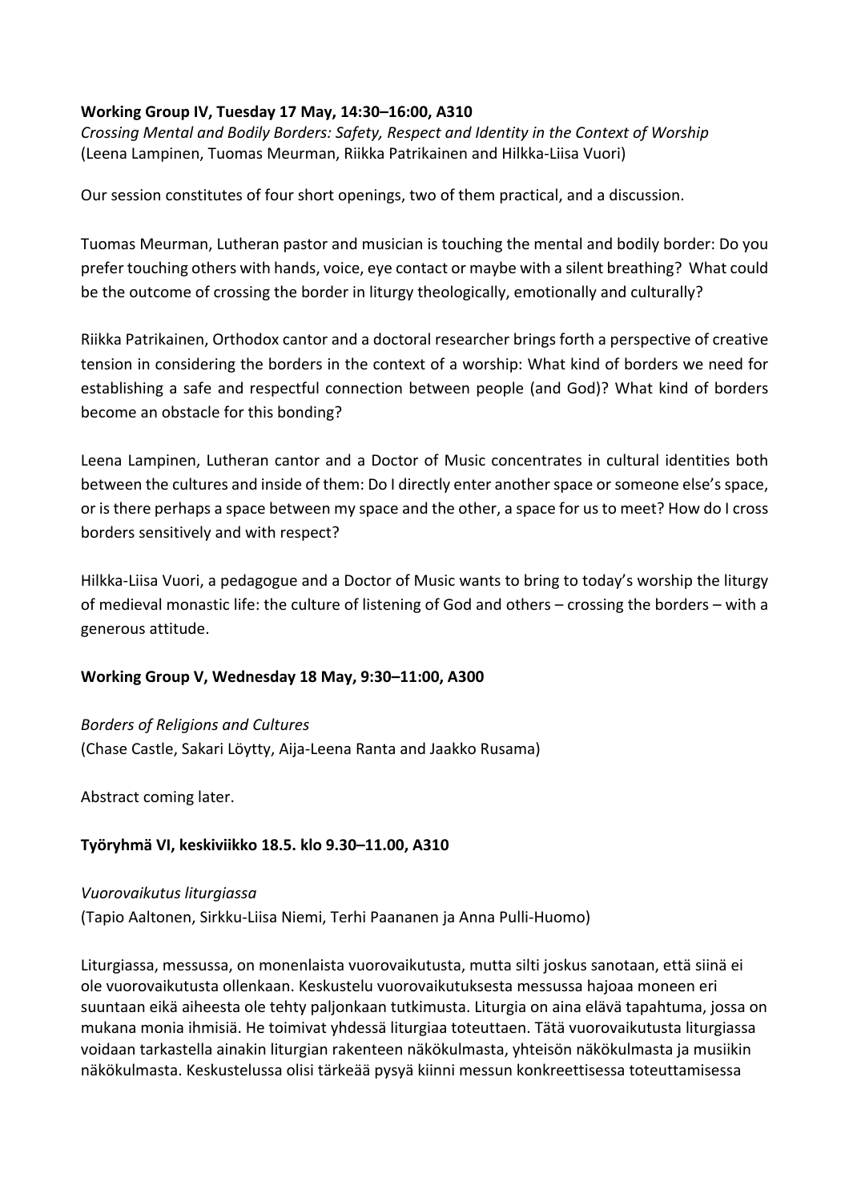**Working Group IV, Tuesday 17 May, 14:30–16:00, A310**
*Crossing Mental and Bodily Borders: Safety, Respect and Identity in the Context of Worship*
(Leena Lampinen, Tuomas Meurman, Riikka Patrikainen and Hilkka-Liisa Vuori)

Our session constitutes of four short openings, two of them practical, and a discussion.

Tuomas Meurman, Lutheran pastor and musician is touching the mental and bodily border: Do you prefer touching others with hands, voice, eye contact or maybe with a silent breathing? What could be the outcome of crossing the border in liturgy theologically, emotionally and culturally?

Riikka Patrikainen, Orthodox cantor and a doctoral researcher brings forth a perspective of creative tension in considering the borders in the context of a worship: What kind of borders we need for establishing a safe and respectful connection between people (and God)? What kind of borders become an obstacle for this bonding?

Leena Lampinen, Lutheran cantor and a Doctor of Music concentrates in cultural identities both between the cultures and inside of them: Do I directly enter another space or someone else's space, or is there perhaps a space between my space and the other, a space for us to meet? How do I cross borders sensitively and with respect?

Hilkka-Liisa Vuori, a pedagogue and a Doctor of Music wants to bring to today's worship the liturgy of medieval monastic life: the culture of listening of God and others – crossing the borders – with a generous attitude.

**Working Group V, Wednesday 18 May, 9:30–11:00, A300**

*Borders of Religions and Cultures*
(Chase Castle, Sakari Löytty, Aija-Leena Ranta and Jaakko Rusama)

Abstract coming later.

**Työryhmä VI, keskiviikko 18.5. klo 9.30–11.00, A310**

*Vuorovaikutus liturgiassa*
(Tapio Aaltonen, Sirkku-Liisa Niemi, Terhi Paananen ja Anna Pulli-Huomo)

Liturgiassa, messussa, on monenlaista vuorovaikutusta, mutta silti joskus sanotaan, että siinä ei ole vuorovaikutusta ollenkaan. Keskustelu vuorovaikutuksesta messussa hajoaa moneen eri suuntaan eikä aiheesta ole tehty paljonkaan tutkimusta. Liturgia on aina elävä tapahtuma, jossa on mukana monia ihmisiä. He toimivat yhdessä liturgiaa toteuttaen. Tätä vuorovaikutusta liturgiassa voidaan tarkastella ainakin liturgian rakenteen näkökulmasta, yhteisön näkökulmasta ja musiikin näkökulmasta. Keskustelussa olisi tärkeää pysyä kiinni messun konkreettisessa toteuttamisessa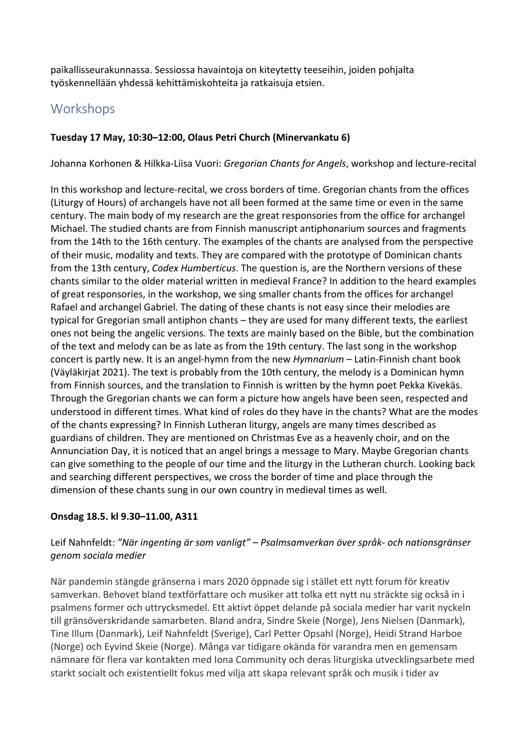paikallisseurakunnassa. Sessiossa havaintoja on kiteytetty teeseihin, joiden pohjalta työskennellään yhdessä kehittämiskohteita ja ratkaisuja etsien.

## Workshops

**Tuesday 17 May, 10:30–12:00, Olaus Petri Church (Minervankatu 6)**

Johanna Korhonen & Hilkka-Liisa Vuori: *Gregorian Chants for Angels*, workshop and lecture-recital

In this workshop and lecture-recital, we cross borders of time. Gregorian chants from the offices (Liturgy of Hours) of archangels have not all been formed at the same time or even in the same century. The main body of my research are the great responsories from the office for archangel Michael. The studied chants are from Finnish manuscript antiphonarium sources and fragments from the 14th to the 16th century. The examples of the chants are analysed from the perspective of their music, modality and texts. They are compared with the prototype of Dominican chants from the 13th century, *Codex Humberticus*. The question is, are the Northern versions of these chants similar to the older material written in medieval France? In addition to the heard examples of great responsories, in the workshop, we sing smaller chants from the offices for archangel Rafael and archangel Gabriel. The dating of these chants is not easy since their melodies are typical for Gregorian small antiphon chants – they are used for many different texts, the earliest ones not being the angelic versions. The texts are mainly based on the Bible, but the combination of the text and melody can be as late as from the 19th century. The last song in the workshop concert is partly new. It is an angel-hymn from the new *Hymnarium* – Latin-Finnish chant book (Väyläkirjat 2021). The text is probably from the 10th century, the melody is a Dominican hymn from Finnish sources, and the translation to Finnish is written by the hymn poet Pekka Kivekäs. Through the Gregorian chants we can form a picture how angels have been seen, respected and understood in different times. What kind of roles do they have in the chants? What are the modes of the chants expressing? In Finnish Lutheran liturgy, angels are many times described as guardians of children. They are mentioned on Christmas Eve as a heavenly choir, and on the Annunciation Day, it is noticed that an angel brings a message to Mary. Maybe Gregorian chants can give something to the people of our time and the liturgy in the Lutheran church. Looking back and searching different perspectives, we cross the border of time and place through the dimension of these chants sung in our own country in medieval times as well.

**Onsdag 18.5. kl 9.30–11.00, A311**

Leif Nahnfeldt: *"När ingenting är som vanligt" – Psalmsamverkan över språk- och nationsgränser genom sociala medier*

När pandemin stängde gränserna i mars 2020 öppnade sig i stället ett nytt forum för kreativ samverkan. Behovet bland textförfattare och musiker att tolka ett nytt nu sträckte sig också in i psalmens former och uttrycksmedel. Ett aktivt öppet delande på sociala medier har varit nyckeln till gränsöverskridande samarbeten. Bland andra, Sindre Skeie (Norge), Jens Nielsen (Danmark), Tine Illum (Danmark), Leif Nahnfeldt (Sverige), Carl Petter Opsahl (Norge), Heidi Strand Harboe (Norge) och Eyvind Skeie (Norge). Många var tidigare okända för varandra men en gemensam nämnare för flera var kontakten med Iona Community och deras liturgiska utvecklingsarbete med starkt socialt och existentiellt fokus med vilja att skapa relevant språk och musik i tider av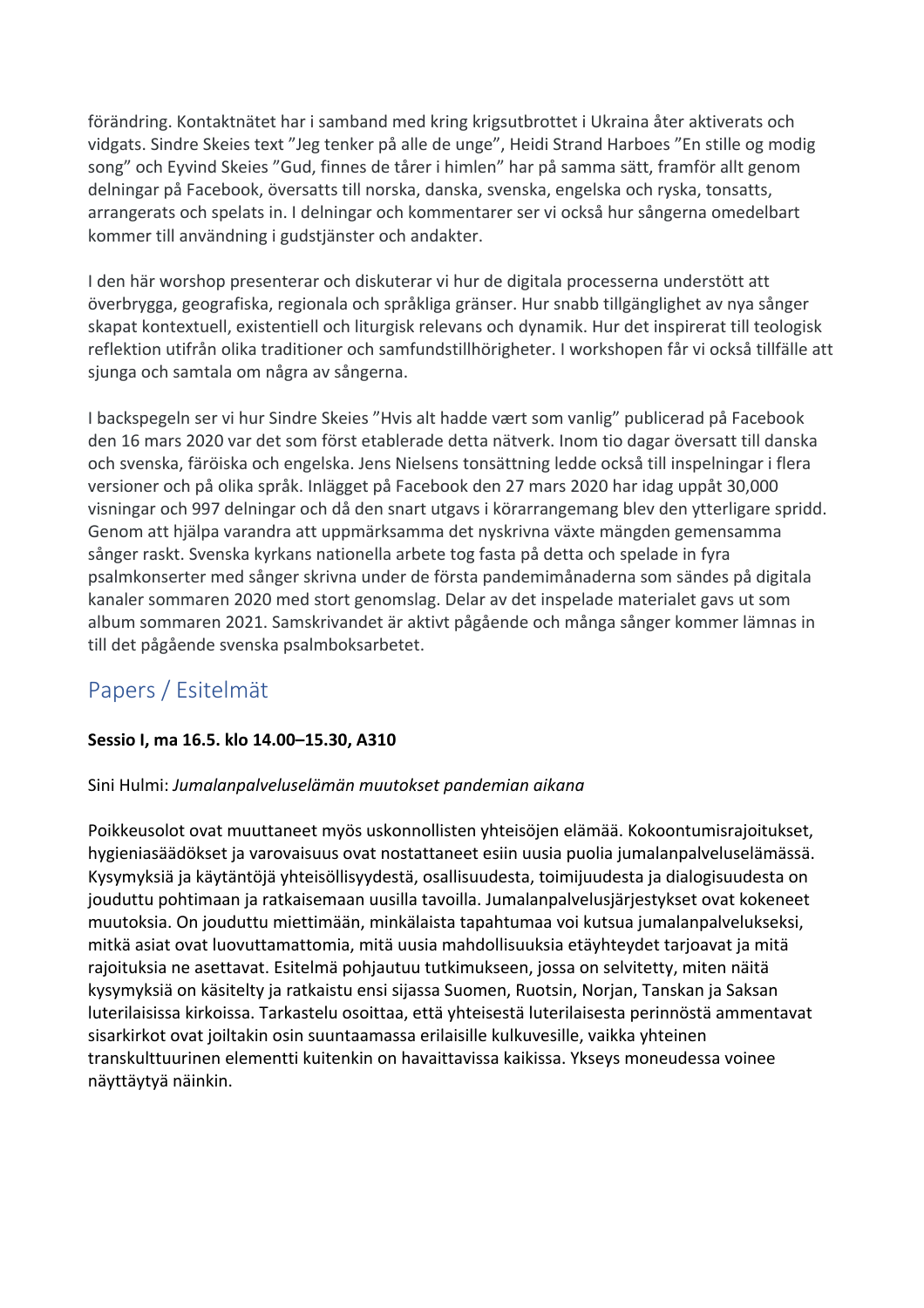förändring. Kontaktnätet har i samband med kring krigsutbrottet i Ukraina åter aktiverats och vidgats. Sindre Skeies text ”Jeg tenker på alle de unge”, Heidi Strand Harboes ”En stille og modig song” och Eyvind Skeies ”Gud, finnes de tårer i himlen” har på samma sätt, framför allt genom delningar på Facebook, översatts till norska, danska, svenska, engelska och ryska, tonsatts, arrangerats och spelats in. I delningar och kommentarer ser vi också hur sångerna omedelbart kommer till användning i gudstjänster och andakter.

I den här worshop presenterar och diskuterar vi hur de digitala processerna understött att överbrygga, geografiska, regionala och språkliga gränser. Hur snabb tillgänglighet av nya sånger skapat kontextuell, existentiell och liturgisk relevans och dynamik. Hur det inspirerat till teologisk reflektion utifrån olika traditioner och samfundstillhörigheter. I workshopen får vi också tillfälle att sjunga och samtala om några av sångerna.

I backspegeln ser vi hur Sindre Skeies ”Hvis alt hadde vært som vanlig” publicerad på Facebook den 16 mars 2020 var det som först etablerade detta nätverk. Inom tio dagar översatt till danska och svenska, färöiska och engelska. Jens Nielsens tonsättning ledde också till inspelningar i flera versioner och på olika språk. Inlägget på Facebook den 27 mars 2020 har idag uppåt 30,000 visningar och 997 delningar och då den snart utgavs i körarrangemang blev den ytterligare spridd. Genom att hjälpa varandra att uppmärksamma det nyskrivna växte mängden gemensamma sånger raskt. Svenska kyrkans nationella arbete tog fasta på detta och spelade in fyra psalmkonserter med sånger skrivna under de första pandemimånaderna som sändes på digitala kanaler sommaren 2020 med stort genomslag. Delar av det inspelade materialet gavs ut som album sommaren 2021. Samskrivandet är aktivt pågående och många sånger kommer lämnas in till det pågående svenska psalmboksarbetet.

## Papers / Esitelmät

**Sessio I, ma 16.5. klo 14.00–15.30, A310**

Sini Hulmi: *Jumalanpalveluselämän muutokset pandemian aikana*

Poikkeusolot ovat muuttaneet myös uskonnollisten yhteisöjen elämää. Kokoontumisrajoitukset, hygieniasäädökset ja varovaisuus ovat nostattaneet esiin uusia puolia jumalanpalveluselämässä. Kysymyksiä ja käytäntöjä yhteisöllisyydestä, osallisuudesta, toimijuudesta ja dialogisuudesta on jouduttu pohtimaan ja ratkaisemaan uusilla tavoilla. Jumalanpalvelusjärjestykset ovat kokeneet muutoksia. On jouduttu miettimään, minkälaista tapahtumaa voi kutsua jumalanpalvelukseksi, mitkä asiat ovat luovuttamattomia, mitä uusia mahdollisuuksia etäyhteydet tarjoavat ja mitä rajoituksia ne asettavat. Esitelmä pohjautuu tutkimukseen, jossa on selvitetty, miten näitä kysymyksiä on käsitelty ja ratkaistu ensi sijassa Suomen, Ruotsin, Norjan, Tanskan ja Saksan luterilaisissa kirkoissa. Tarkastelu osoittaa, että yhteisestä luterilaisesta perinnöstä ammentavat sisarkirkot ovat joiltakin osin suuntaamassa erilaisille kulkuvesille, vaikka yhteinen transkulttuurinen elementti kuitenkin on havaittavissa kaikissa. Ykseys moneudessa voinee näyttäytyä näinkin.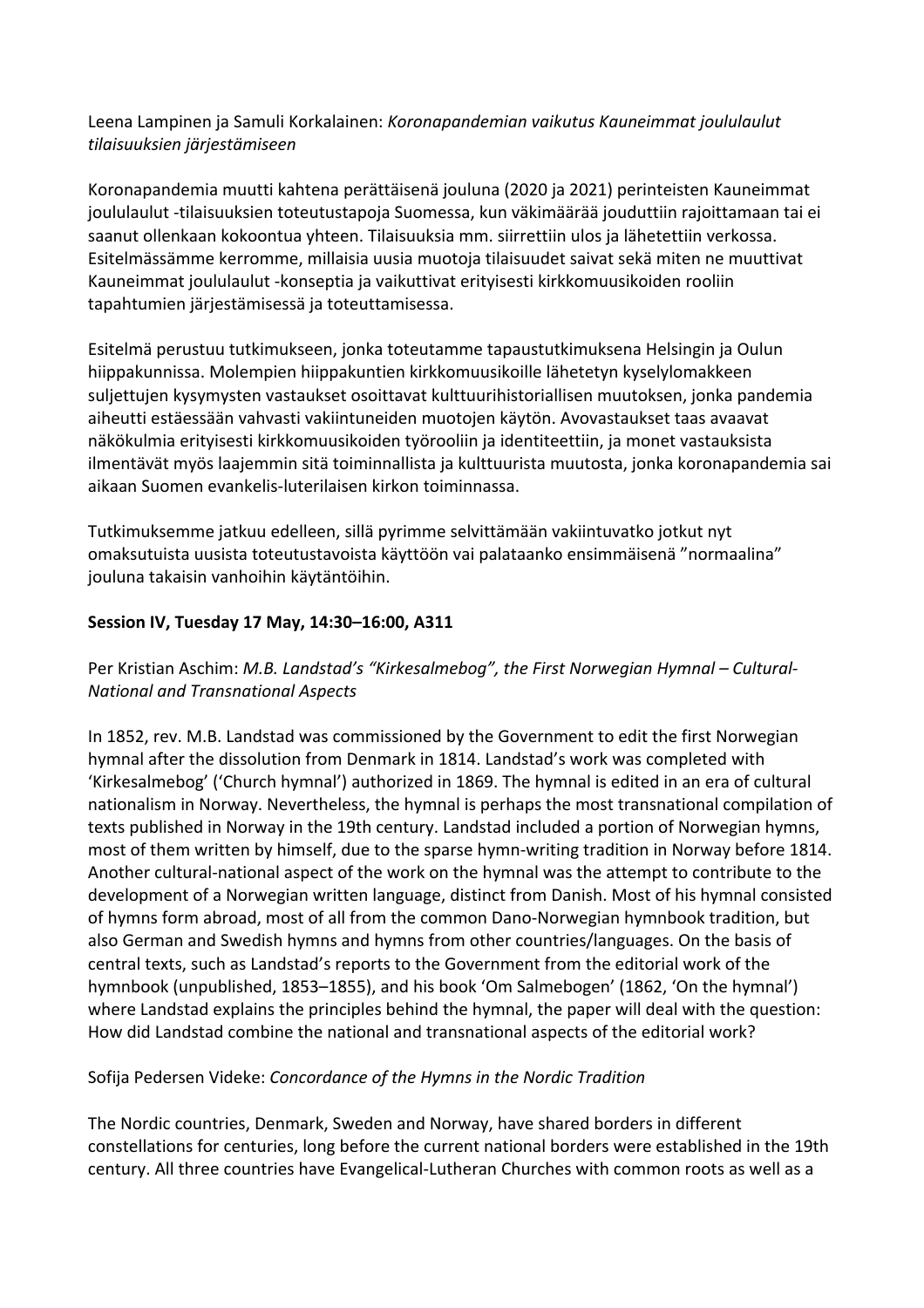Leena Lampinen ja Samuli Korkalainen: *Koronapandemian vaikutus Kauneimmat joululaulut tilaisuuksien järjestämiseen*

Koronapandemia muutti kahtena perättäisenä jouluna (2020 ja 2021) perinteisten Kauneimmat joululaulut -tilaisuuksien toteutustapoja Suomessa, kun väkimäärää jouduttiin rajoittamaan tai ei saanut ollenkaan kokoontua yhteen. Tilaisuuksia mm. siirrettiin ulos ja lähetettiin verkossa. Esitelmässämme kerromme, millaisia uusia muotoja tilaisuudet saivat sekä miten ne muuttivat Kauneimmat joululaulut -konseptia ja vaikuttivat erityisesti kirkkomuusikoiden rooliin tapahtumien järjestämisessä ja toteuttamisessa.

Esitelmä perustuu tutkimukseen, jonka toteutamme tapaustutkimuksena Helsingin ja Oulun hiippakunnissa. Molempien hiippakuntien kirkkomuusikoille lähetetyn kyselylomakkeen suljettujen kysymysten vastaukset osoittavat kulttuurihistoriallisen muutoksen, jonka pandemia aiheutti estäessään vahvasti vakiintuneiden muotojen käytön. Avovastaukset taas avaavat näkökulmia erityisesti kirkkomuusikoiden työrooliin ja identiteettiin, ja monet vastauksista ilmentävät myös laajemmin sitä toiminnallista ja kulttuurista muutosta, jonka koronapandemia sai aikaan Suomen evankelis-luterilaisen kirkon toiminnassa.

Tutkimuksemme jatkuu edelleen, sillä pyrimme selvittämään vakiintuvatko jotkut nyt omaksutuista uusista toteutustavoista käyttöön vai palataanko ensimmäisenä "normaalina" jouluna takaisin vanhoihin käytäntöihin.

**Session IV, Tuesday 17 May, 14:30–16:00, A311**

Per Kristian Aschim: *M.B. Landstad's "Kirkesalmebog", the First Norwegian Hymnal – Cultural-National and Transnational Aspects*

In 1852, rev. M.B. Landstad was commissioned by the Government to edit the first Norwegian hymnal after the dissolution from Denmark in 1814. Landstad's work was completed with 'Kirkesalmebog' ('Church hymnal') authorized in 1869. The hymnal is edited in an era of cultural nationalism in Norway. Nevertheless, the hymnal is perhaps the most transnational compilation of texts published in Norway in the 19th century. Landstad included a portion of Norwegian hymns, most of them written by himself, due to the sparse hymn-writing tradition in Norway before 1814. Another cultural-national aspect of the work on the hymnal was the attempt to contribute to the development of a Norwegian written language, distinct from Danish. Most of his hymnal consisted of hymns form abroad, most of all from the common Dano-Norwegian hymnbook tradition, but also German and Swedish hymns and hymns from other countries/languages. On the basis of central texts, such as Landstad's reports to the Government from the editorial work of the hymnbook (unpublished, 1853–1855), and his book 'Om Salmebogen' (1862, 'On the hymnal') where Landstad explains the principles behind the hymnal, the paper will deal with the question: How did Landstad combine the national and transnational aspects of the editorial work?

Sofija Pedersen Videke: *Concordance of the Hymns in the Nordic Tradition*

The Nordic countries, Denmark, Sweden and Norway, have shared borders in different constellations for centuries, long before the current national borders were established in the 19th century. All three countries have Evangelical-Lutheran Churches with common roots as well as a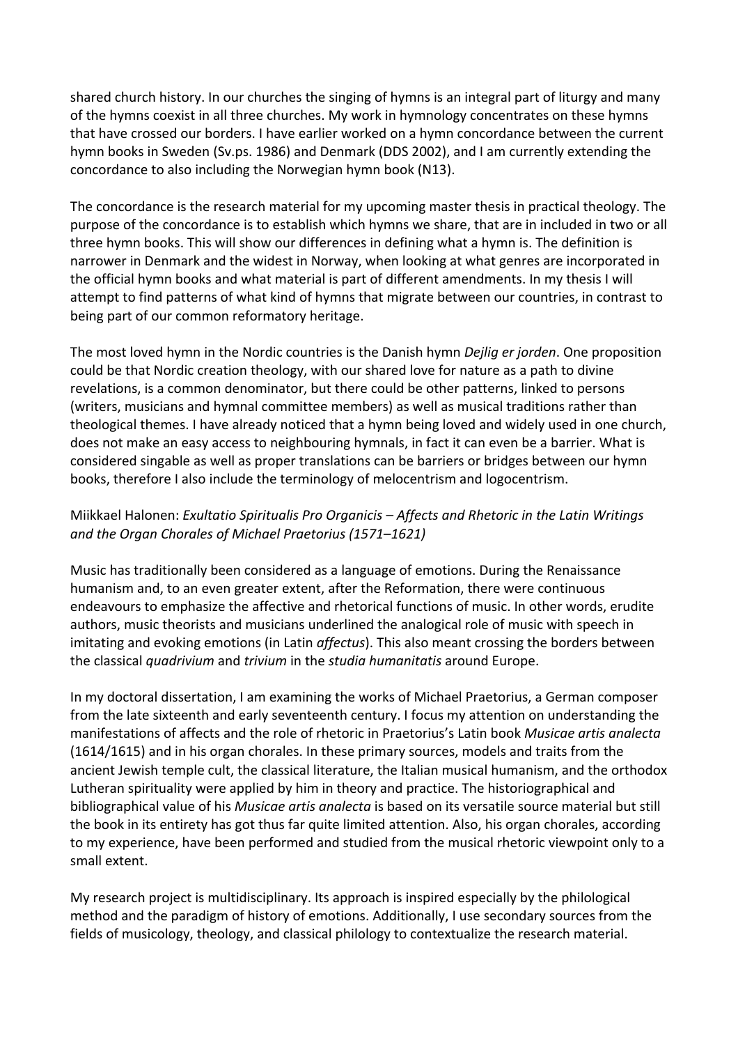shared church history. In our churches the singing of hymns is an integral part of liturgy and many of the hymns coexist in all three churches. My work in hymnology concentrates on these hymns that have crossed our borders. I have earlier worked on a hymn concordance between the current hymn books in Sweden (Sv.ps. 1986) and Denmark (DDS 2002), and I am currently extending the concordance to also including the Norwegian hymn book (N13).

The concordance is the research material for my upcoming master thesis in practical theology. The purpose of the concordance is to establish which hymns we share, that are in included in two or all three hymn books. This will show our differences in defining what a hymn is. The definition is narrower in Denmark and the widest in Norway, when looking at what genres are incorporated in the official hymn books and what material is part of different amendments. In my thesis I will attempt to find patterns of what kind of hymns that migrate between our countries, in contrast to being part of our common reformatory heritage.

The most loved hymn in the Nordic countries is the Danish hymn *Dejlig er jorden*. One proposition could be that Nordic creation theology, with our shared love for nature as a path to divine revelations, is a common denominator, but there could be other patterns, linked to persons (writers, musicians and hymnal committee members) as well as musical traditions rather than theological themes. I have already noticed that a hymn being loved and widely used in one church, does not make an easy access to neighbouring hymnals, in fact it can even be a barrier. What is considered singable as well as proper translations can be barriers or bridges between our hymn books, therefore I also include the terminology of melocentrism and logocentrism.

Miikkael Halonen: *Exultatio Spiritualis Pro Organicis – Affects and Rhetoric in the Latin Writings and the Organ Chorales of Michael Praetorius (1571–1621)*

Music has traditionally been considered as a language of emotions. During the Renaissance humanism and, to an even greater extent, after the Reformation, there were continuous endeavours to emphasize the affective and rhetorical functions of music. In other words, erudite authors, music theorists and musicians underlined the analogical role of music with speech in imitating and evoking emotions (in Latin *affectus*). This also meant crossing the borders between the classical *quadrivium* and *trivium* in the *studia humanitatis* around Europe.

In my doctoral dissertation, I am examining the works of Michael Praetorius, a German composer from the late sixteenth and early seventeenth century. I focus my attention on understanding the manifestations of affects and the role of rhetoric in Praetorius's Latin book *Musicae artis analecta* (1614/1615) and in his organ chorales. In these primary sources, models and traits from the ancient Jewish temple cult, the classical literature, the Italian musical humanism, and the orthodox Lutheran spirituality were applied by him in theory and practice. The historiographical and bibliographical value of his *Musicae artis analecta* is based on its versatile source material but still the book in its entirety has got thus far quite limited attention. Also, his organ chorales, according to my experience, have been performed and studied from the musical rhetoric viewpoint only to a small extent.

My research project is multidisciplinary. Its approach is inspired especially by the philological method and the paradigm of history of emotions. Additionally, I use secondary sources from the fields of musicology, theology, and classical philology to contextualize the research material.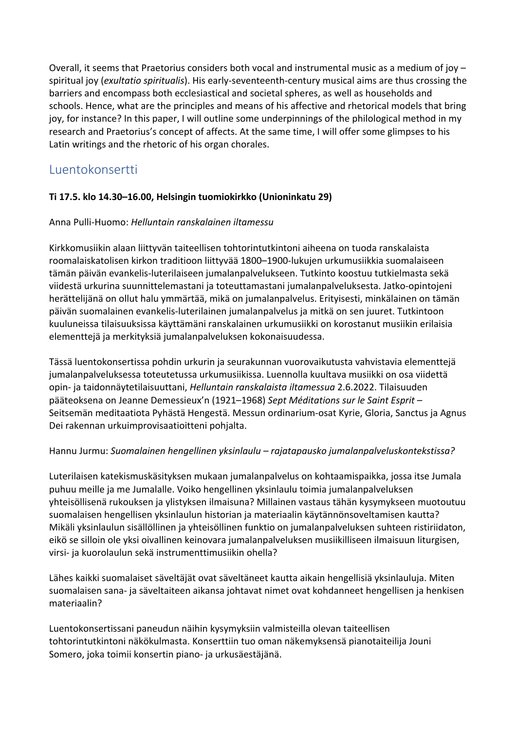Overall, it seems that Praetorius considers both vocal and instrumental music as a medium of joy – spiritual joy (*exultatio spiritualis*). His early-seventeenth-century musical aims are thus crossing the barriers and encompass both ecclesiastical and societal spheres, as well as households and schools. Hence, what are the principles and means of his affective and rhetorical models that bring joy, for instance? In this paper, I will outline some underpinnings of the philological method in my research and Praetorius's concept of affects. At the same time, I will offer some glimpses to his Latin writings and the rhetoric of his organ chorales.

## Luentokonsertti

**Ti 17.5. klo 14.30–16.00, Helsingin tuomiokirkko (Unioninkatu 29)**

Anna Pulli-Huomo: *Helluntain ranskalainen iltamessu*

Kirkkomusiikin alaan liittyvän taiteellisen tohtorintutkintoni aiheena on tuoda ranskalaista roomalaiskatolisen kirkon traditioon liittyvää 1800–1900-lukujen urkumusiikkia suomalaiseen tämän päivän evankelis-luterilaiseen jumalanpalvelukseen. Tutkinto koostuu tutkielmasta sekä viidestä urkurina suunnittelemastani ja toteuttamastani jumalanpalveluksesta. Jatko-opintojeni herättelijänä on ollut halu ymmärtää, mikä on jumalanpalvelus. Erityisesti, minkälainen on tämän päivän suomalainen evankelis-luterilainen jumalanpalvelus ja mitkä on sen juuret. Tutkintoon kuuluneissa tilaisuuksissa käyttämäni ranskalainen urkumusiikki on korostanut musiikin erilaisia elementtejä ja merkityksiä jumalanpalveluksen kokonaisuudessa.

Tässä luentokonsertissa pohdin urkurin ja seurakunnan vuorovaikutusta vahvistavia elementtejä jumalanpalveluksessa toteutetussa urkumusiikissa. Luennolla kuultava musiikki on osa viidettä opin- ja taidonnäytetilaisuuttani, *Helluntain ranskalaista iltamessua* 2.6.2022. Tilaisuuden pääteoksena on Jeanne Demessieux'n (1921–1968) *Sept Méditations sur le Saint Esprit* – Seitsemän meditaatiota Pyhästä Hengestä. Messun ordinarium-osat Kyrie, Gloria, Sanctus ja Agnus Dei rakennan urkuimprovisaatioitteni pohjalta.

Hannu Jurmu: *Suomalainen hengellinen yksinlaulu – rajatapausko jumalanpalveluskontekstissa?*

Luterilaisen katekismuskäsityksen mukaan jumalanpalvelus on kohtaamispaikka, jossa itse Jumala puhuu meille ja me Jumalalle. Voiko hengellinen yksinlaulu toimia jumalanpalveluksen yhteisöllisenä rukouksen ja ylistyksen ilmaisuna? Millainen vastaus tähän kysymykseen muotoutuu suomalaisen hengellisen yksinlaulun historian ja materiaalin käytännönsoveltamisen kautta? Mikäli yksinlaulun sisällöllinen ja yhteisöllinen funktio on jumalanpalveluksen suhteen ristiriidaton, eikö se silloin ole yksi oivallinen keinovara jumalanpalveluksen musiikilliseen ilmaisuun liturgisen, virsi- ja kuorolaulun sekä instrumenttimusiikin ohella?

Lähes kaikki suomalaiset säveltäjät ovat säveltäneet kautta aikain hengellisiä yksinlauluja. Miten suomalaisen sana- ja säveltaiteen aikansa johtavat nimet ovat kohdanneet hengellisen ja henkisen materiaalin?

Luentokonsertissani paneudun näihin kysymyksiin valmisteilla olevan taiteellisen tohtorintutkintoni näkökulmasta. Konserttiin tuo oman näkemyksensä pianotaiteilija Jouni Somero, joka toimii konsertin piano- ja urkusäestäjänä.